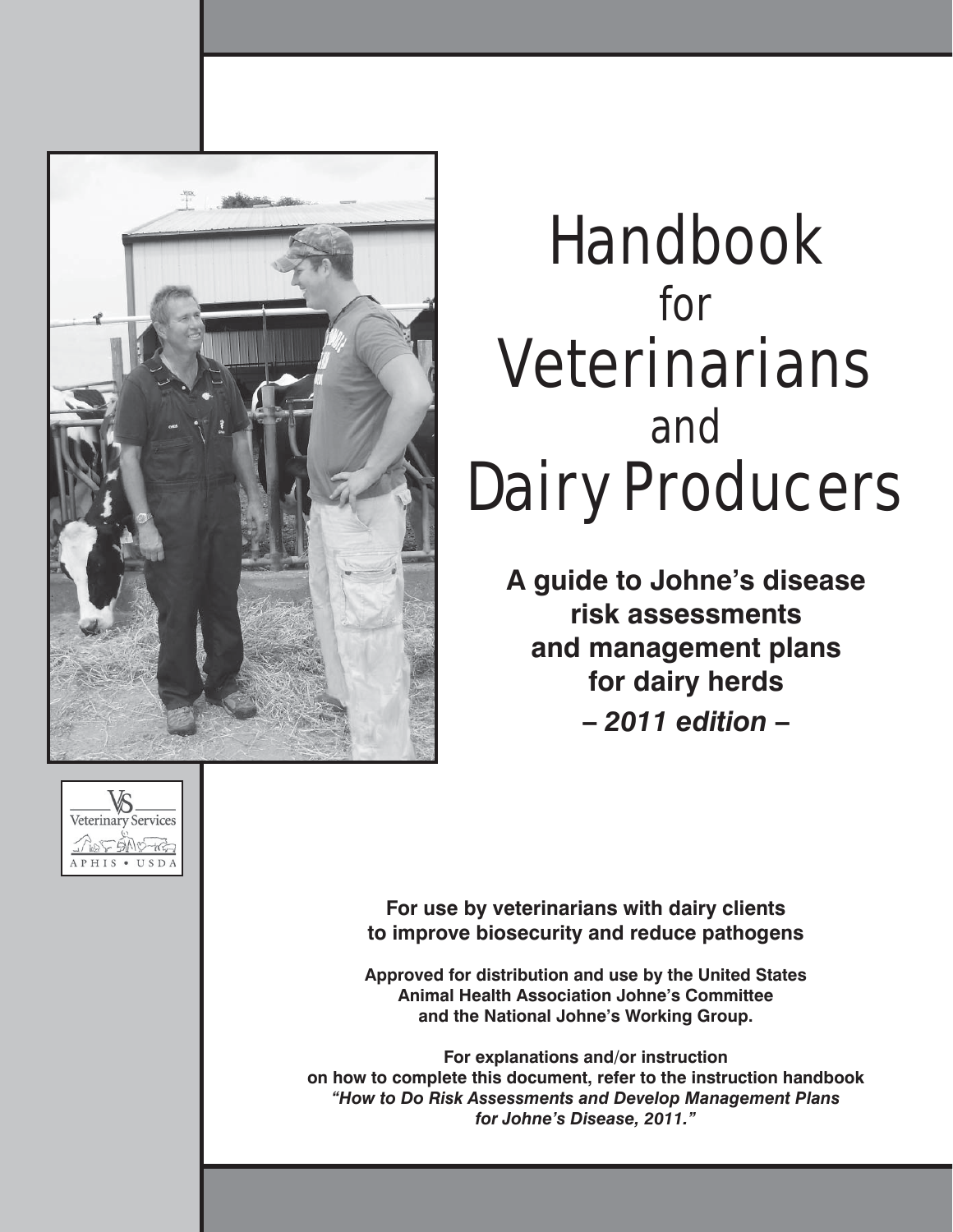# Handbook for Veterinarians and Dairy Producers

**A guide to Johne's disease risk assessments and management plans for dairy herds**

***– 2011 edition –***

Veterinary Services
APHIS • USDA

**For use by veterinarians with dairy clients to improve biosecurity and reduce pathogens**

**Approved for distribution and use by the United States Animal Health Association Johne's Committee and the National Johne's Working Group.**

**For explanations and/or instruction on how to complete this document, refer to the instruction handbook *"How to Do Risk Assessments and Develop Management Plans for Johne's Disease, 2011."***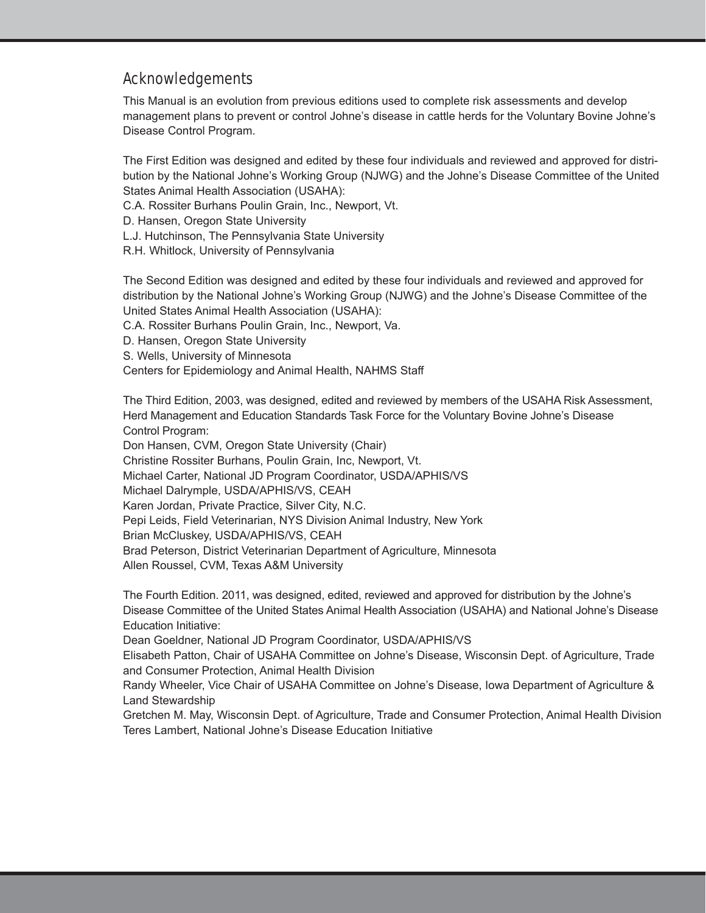## Acknowledgements

This Manual is an evolution from previous editions used to complete risk assessments and develop management plans to prevent or control Johne's disease in cattle herds for the Voluntary Bovine Johne's Disease Control Program.

The First Edition was designed and edited by these four individuals and reviewed and approved for distribution by the National Johne's Working Group (NJWG) and the Johne's Disease Committee of the United States Animal Health Association (USAHA):
C.A. Rossiter Burhans Poulin Grain, Inc., Newport, Vt.
D. Hansen, Oregon State University
L.J. Hutchinson, The Pennsylvania State University
R.H. Whitlock, University of Pennsylvania

The Second Edition was designed and edited by these four individuals and reviewed and approved for distribution by the National Johne's Working Group (NJWG) and the Johne's Disease Committee of the United States Animal Health Association (USAHA):
C.A. Rossiter Burhans Poulin Grain, Inc., Newport, Va.
D. Hansen, Oregon State University
S. Wells, University of Minnesota
Centers for Epidemiology and Animal Health, NAHMS Staff

The Third Edition, 2003, was designed, edited and reviewed by members of the USAHA Risk Assessment, Herd Management and Education Standards Task Force for the Voluntary Bovine Johne's Disease Control Program:
Don Hansen, CVM, Oregon State University (Chair)
Christine Rossiter Burhans, Poulin Grain, Inc, Newport, Vt.
Michael Carter, National JD Program Coordinator, USDA/APHIS/VS
Michael Dalrymple, USDA/APHIS/VS, CEAH
Karen Jordan, Private Practice, Silver City, N.C.
Pepi Leids, Field Veterinarian, NYS Division Animal Industry, New York
Brian McCluskey, USDA/APHIS/VS, CEAH
Brad Peterson, District Veterinarian Department of Agriculture, Minnesota
Allen Roussel, CVM, Texas A&M University

The Fourth Edition. 2011, was designed, edited, reviewed and approved for distribution by the Johne's Disease Committee of the United States Animal Health Association (USAHA) and National Johne's Disease Education Initiative:
Dean Goeldner, National JD Program Coordinator, USDA/APHIS/VS
Elisabeth Patton, Chair of USAHA Committee on Johne's Disease, Wisconsin Dept. of Agriculture, Trade and Consumer Protection, Animal Health Division
Randy Wheeler, Vice Chair of USAHA Committee on Johne's Disease, Iowa Department of Agriculture & Land Stewardship
Gretchen M. May, Wisconsin Dept. of Agriculture, Trade and Consumer Protection, Animal Health Division
Teres Lambert, National Johne's Disease Education Initiative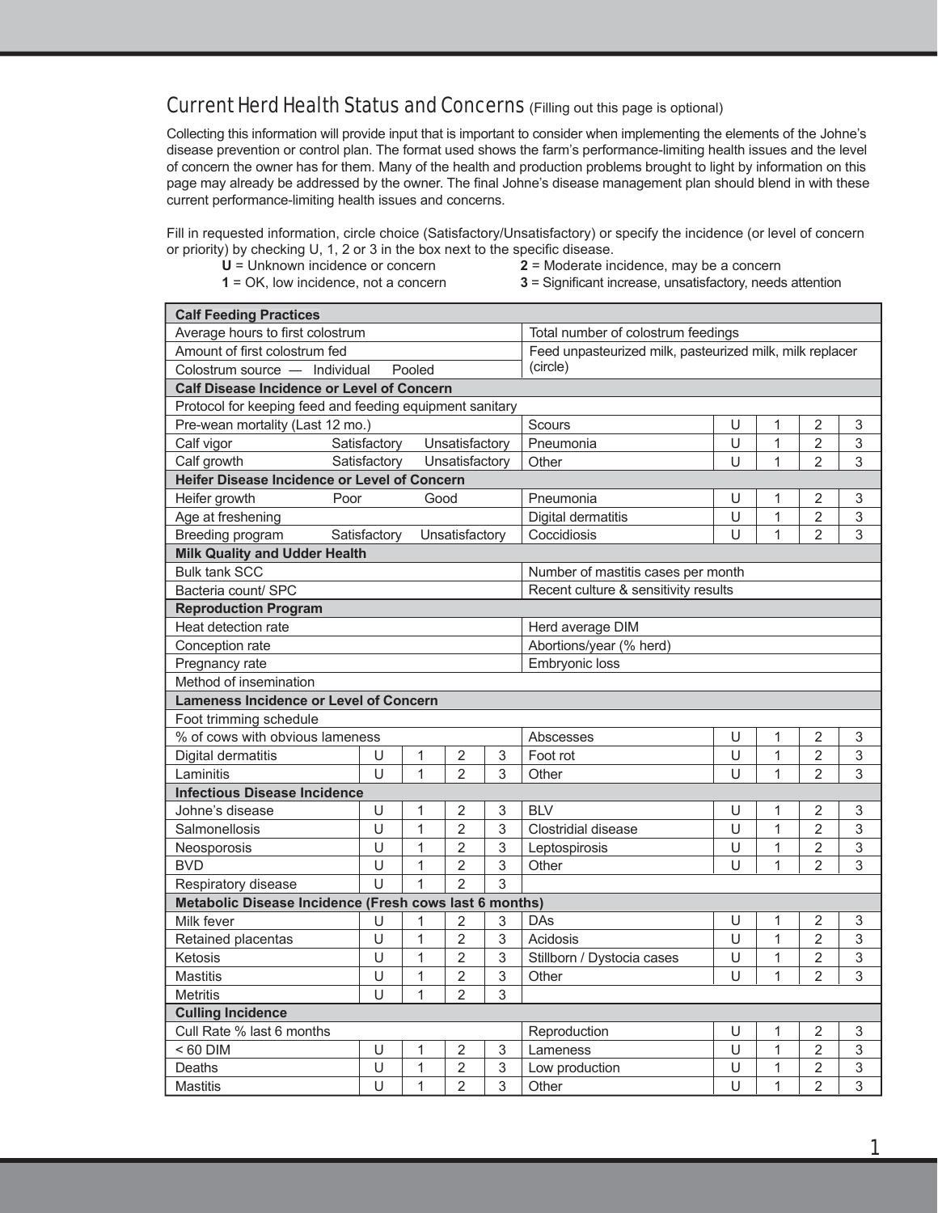## Current Herd Health Status and Concerns (Filling out this page is optional)

Collecting this information will provide input that is important to consider when implementing the elements of the Johne's disease prevention or control plan. The format used shows the farm's performance-limiting health issues and the level of concern the owner has for them. Many of the health and production problems brought to light by information on this page may already be addressed by the owner. The final Johne's disease management plan should blend in with these current performance-limiting health issues and concerns.

Fill in requested information, circle choice (Satisfactory/Unsatisfactory) or specify the incidence (or level of concern or priority) by checking U, 1, 2 or 3 in the box next to the specific disease.

**U** = Unknown incidence or concern
**1** = OK, low incidence, not a concern
**2** = Moderate incidence, may be a concern
**3** = Significant increase, unsatisfactory, needs attention

| **Calf Feeding Practices** | | | | | | | | | |
|---|---|---|---|---|---|---|---|---|---|
| Average hours to first colostrum | | | | | Total number of colostrum feedings | | | | |
| Amount of first colostrum fed | | | | | Feed unpasteurized milk, pasteurized milk, milk replacer (circle) | | | | |
| Colostrum source — Individual Pooled | | | | | | | | | |
| **Calf Disease Incidence or Level of Concern** | | | | | | | | | |
| Protocol for keeping feed and feeding equipment sanitary | | | | | | | | | |
| Pre-wean mortality (Last 12 mo.) | | | | | Scours | U | 1 | 2 | 3 |
| Calf vigor Satisfactory Unsatisfactory | | | | | Pneumonia | U | 1 | 2 | 3 |
| Calf growth Satisfactory Unsatisfactory | | | | | Other | U | 1 | 2 | 3 |
| **Heifer Disease Incidence or Level of Concern** | | | | | | | | | |
| Heifer growth Poor Good | | | | | Pneumonia | U | 1 | 2 | 3 |
| Age at freshening | | | | | Digital dermatitis | U | 1 | 2 | 3 |
| Breeding program Satisfactory Unsatisfactory | | | | | Coccidiosis | U | 1 | 2 | 3 |
| **Milk Quality and Udder Health** | | | | | | | | | |
| Bulk tank SCC | | | | | Number of mastitis cases per month | | | | |
| Bacteria count/ SPC | | | | | Recent culture & sensitivity results | | | | |
| **Reproduction Program** | | | | | | | | | |
| Heat detection rate | | | | | Herd average DIM | | | | |
| Conception rate | | | | | Abortions/year (% herd) | | | | |
| Pregnancy rate | | | | | Embryonic loss | | | | |
| Method of insemination | | | | | | | | | |
| **Lameness Incidence or Level of Concern** | | | | | | | | | |
| Foot trimming schedule | | | | | | | | | |
| % of cows with obvious lameness | | | | | Abscesses | U | 1 | 2 | 3 |
| Digital dermatitis | U | 1 | 2 | 3 | Foot rot | U | 1 | 2 | 3 |
| Laminitis | U | 1 | 2 | 3 | Other | U | 1 | 2 | 3 |
| **Infectious Disease Incidence** | | | | | | | | | |
| Johne's disease | U | 1 | 2 | 3 | BLV | U | 1 | 2 | 3 |
| Salmonellosis | U | 1 | 2 | 3 | Clostridial disease | U | 1 | 2 | 3 |
| Neosporosis | U | 1 | 2 | 3 | Leptospirosis | U | 1 | 2 | 3 |
| BVD | U | 1 | 2 | 3 | Other | U | 1 | 2 | 3 |
| Respiratory disease | U | 1 | 2 | 3 | | | | | |
| **Metabolic Disease Incidence (Fresh cows last 6 months)** | | | | | | | | | |
| Milk fever | U | 1 | 2 | 3 | DAs | U | 1 | 2 | 3 |
| Retained placentas | U | 1 | 2 | 3 | Acidosis | U | 1 | 2 | 3 |
| Ketosis | U | 1 | 2 | 3 | Stillborn / Dystocia cases | U | 1 | 2 | 3 |
| Mastitis | U | 1 | 2 | 3 | Other | U | 1 | 2 | 3 |
| Metritis | U | 1 | 2 | 3 | | | | | |
| **Culling Incidence** | | | | | | | | | |
| Cull Rate % last 6 months | | | | | Reproduction | U | 1 | 2 | 3 |
| < 60 DIM | U | 1 | 2 | 3 | Lameness | U | 1 | 2 | 3 |
| Deaths | U | 1 | 2 | 3 | Low production | U | 1 | 2 | 3 |
| Mastitis | U | 1 | 2 | 3 | Other | U | 1 | 2 | 3 |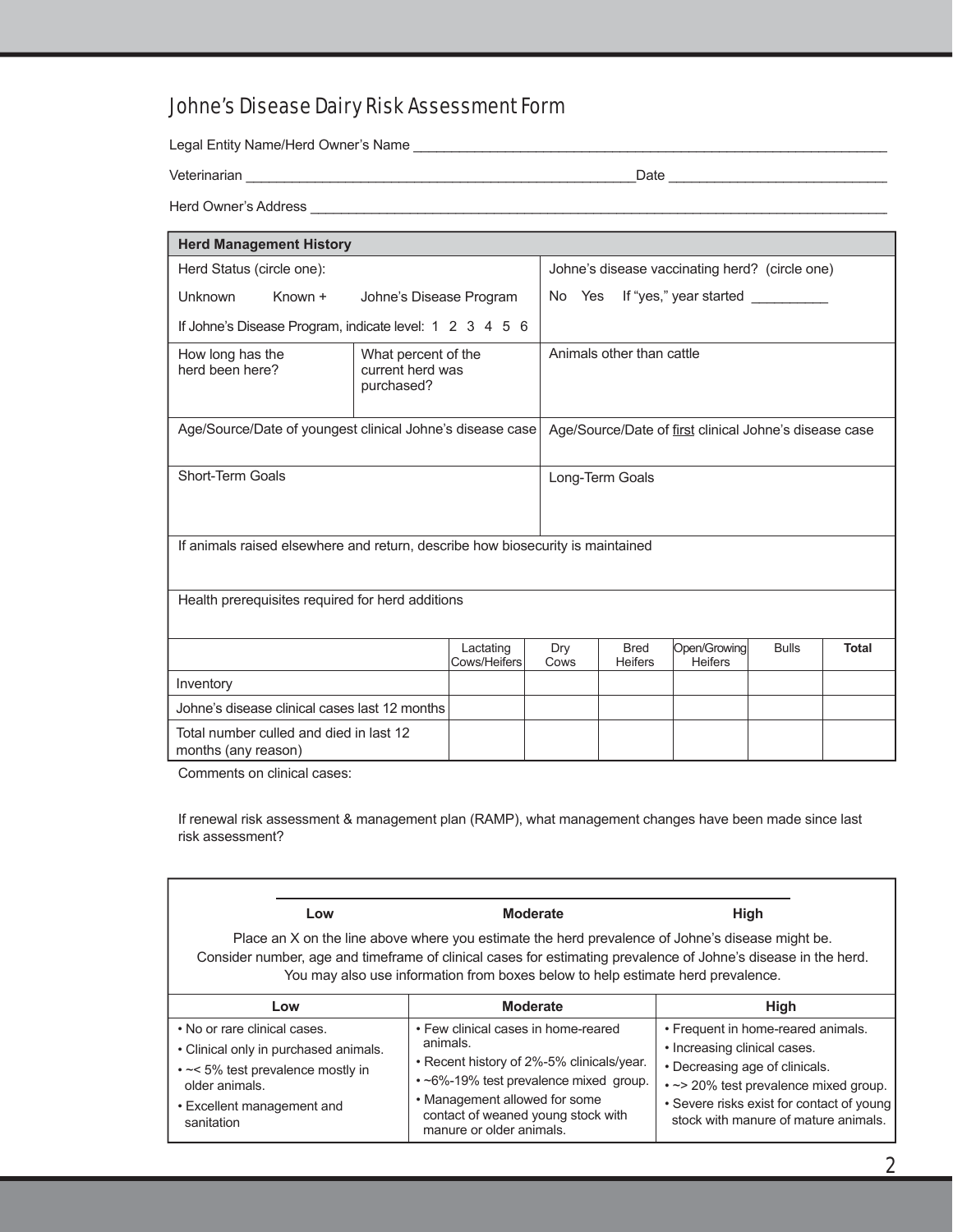# Johne's Disease Dairy Risk Assessment Form

Legal Entity Name/Herd Owner's Name ___________________________________________

Veterinarian ___________________________________ Date ____________________

Herd Owner's Address ___________________________________________________

| **Herd Management History** | | |
|---|---|---|
| Herd Status (circle one): Unknown Known + Johne's Disease Program. If Johne's Disease Program, indicate level: 1 2 3 4 5 6 | | Johne's disease vaccinating herd? (circle one) No Yes If "yes," year started __________ |
| How long has the herd been here? | What percent of the current herd was purchased? | Animals other than cattle |
| Age/Source/Date of youngest clinical Johne's disease case | | Age/Source/Date of <u>first</u> clinical Johne's disease case |
| Short-Term Goals | | Long-Term Goals |
| If animals raised elsewhere and return, describe how biosecurity is maintained | | |
| Health prerequisites required for herd additions | | |

| | Lactating Cows/Heifers | Dry Cows | Bred Heifers | Open/Growing Heifers | Bulls | **Total** |
|---|---|---|---|---|---|---|
| Inventory | | | | | | |
| Johne's disease clinical cases last 12 months | | | | | | |
| Total number culled and died in last 12 months (any reason) | | | | | | |

Comments on clinical cases:

If renewal risk assessment & management plan (RAMP), what management changes have been made since last risk assessment?

______________________________________________

**Low** **Moderate** **High**

Place an X on the line above where you estimate the herd prevalence of Johne's disease might be.
Consider number, age and timeframe of clinical cases for estimating prevalence of Johne's disease in the herd.
You may also use information from boxes below to help estimate herd prevalence.

| Low | Moderate | High |
|---|---|---|
| • No or rare clinical cases.<br>• Clinical only in purchased animals.<br>• ~< 5% test prevalence mostly in older animals.<br>• Excellent management and sanitation | • Few clinical cases in home-reared animals.<br>• Recent history of 2%-5% clinicals/year.<br>• ~6%-19% test prevalence mixed group.<br>• Management allowed for some contact of weaned young stock with manure or older animals. | • Frequent in home-reared animals.<br>• Increasing clinical cases.<br>• Decreasing age of clinicals.<br>• ~> 20% test prevalence mixed group.<br>• Severe risks exist for contact of young stock with manure of mature animals. |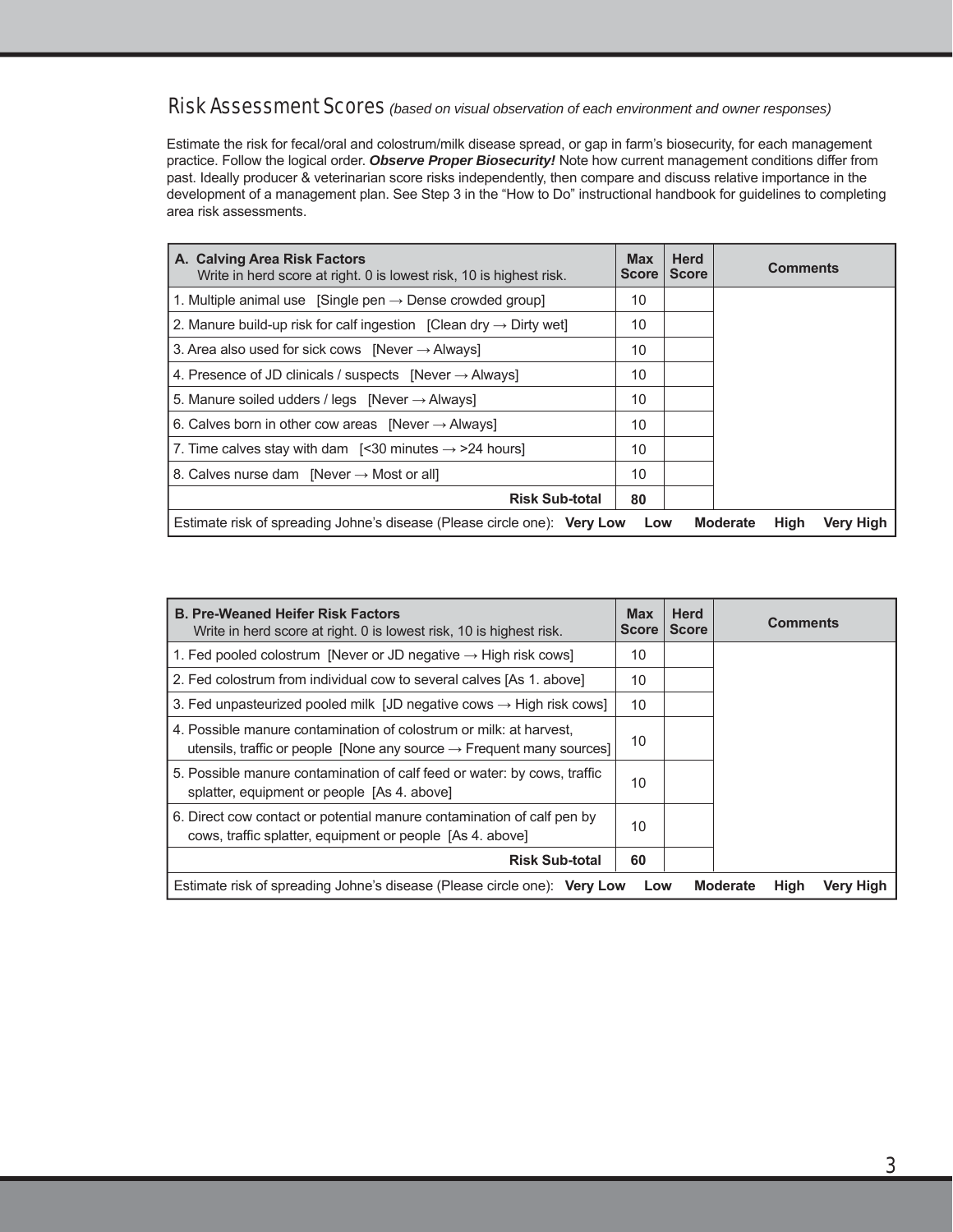## Risk Assessment Scores *(based on visual observation of each environment and owner responses)*

Estimate the risk for fecal/oral and colostrum/milk disease spread, or gap in farm's biosecurity, for each management practice. Follow the logical order. ***Observe Proper Biosecurity!*** Note how current management conditions differ from past. Ideally producer & veterinarian score risks independently, then compare and discuss relative importance in the development of a management plan. See Step 3 in the "How to Do" instructional handbook for guidelines to completing area risk assessments.

| **A. Calving Area Risk Factors** Write in herd score at right. 0 is lowest risk, 10 is highest risk. | **Max Score** | **Herd Score** | **Comments** |
|---|---|---|---|
| 1. Multiple animal use [Single pen → Dense crowded group] | 10 | | |
| 2. Manure build-up risk for calf ingestion [Clean dry → Dirty wet] | 10 | | |
| 3. Area also used for sick cows [Never → Always] | 10 | | |
| 4. Presence of JD clinicals / suspects [Never → Always] | 10 | | |
| 5. Manure soiled udders / legs [Never → Always] | 10 | | |
| 6. Calves born in other cow areas [Never → Always] | 10 | | |
| 7. Time calves stay with dam [<30 minutes → >24 hours] | 10 | | |
| 8. Calves nurse dam [Never → Most or all] | 10 | | |
| **Risk Sub-total** | **80** | | |
| Estimate risk of spreading Johne's disease (Please circle one): **Very Low Low Moderate High Very High** | | | |

| **B. Pre-Weaned Heifer Risk Factors** Write in herd score at right. 0 is lowest risk, 10 is highest risk. | **Max Score** | **Herd Score** | **Comments** |
|---|---|---|---|
| 1. Fed pooled colostrum [Never or JD negative → High risk cows] | 10 | | |
| 2. Fed colostrum from individual cow to several calves [As 1. above] | 10 | | |
| 3. Fed unpasteurized pooled milk [JD negative cows → High risk cows] | 10 | | |
| 4. Possible manure contamination of colostrum or milk: at harvest, utensils, traffic or people [None any source → Frequent many sources] | 10 | | |
| 5. Possible manure contamination of calf feed or water: by cows, traffic splatter, equipment or people [As 4. above] | 10 | | |
| 6. Direct cow contact or potential manure contamination of calf pen by cows, traffic splatter, equipment or people [As 4. above] | 10 | | |
| **Risk Sub-total** | **60** | | |
| Estimate risk of spreading Johne's disease (Please circle one): **Very Low Low Moderate High Very High** | | | |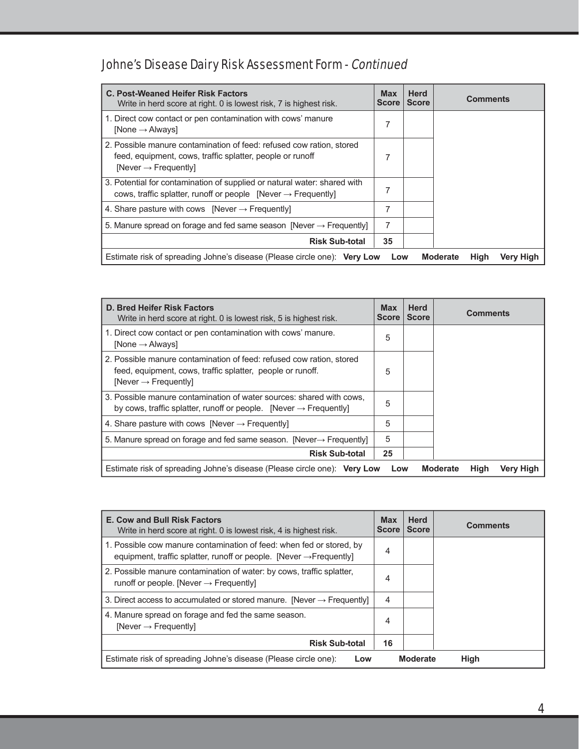## Johne's Disease Dairy Risk Assessment Form - *Continued*

| **C. Post-Weaned Heifer Risk Factors** Write in herd score at right. 0 is lowest risk, 7 is highest risk. | **Max Score** | **Herd Score** | **Comments** |
|---|---|---|---|
| 1. Direct cow contact or pen contamination with cows' manure [None → Always] | 7 | | |
| 2. Possible manure contamination of feed: refused cow ration, stored feed, equipment, cows, traffic splatter, people or runoff [Never → Frequently] | 7 | | |
| 3. Potential for contamination of supplied or natural water: shared with cows, traffic splatter, runoff or people [Never → Frequently] | 7 | | |
| 4. Share pasture with cows [Never → Frequently] | 7 | | |
| 5. Manure spread on forage and fed same season [Never → Frequently] | 7 | | |
| **Risk Sub-total** | **35** | | |
| Estimate risk of spreading Johne's disease (Please circle one): **Very Low Low Moderate High Very High** | | | |

| **D. Bred Heifer Risk Factors** Write in herd score at right. 0 is lowest risk, 5 is highest risk. | **Max Score** | **Herd Score** | **Comments** |
|---|---|---|---|
| 1. Direct cow contact or pen contamination with cows' manure. [None → Always] | 5 | | |
| 2. Possible manure contamination of feed: refused cow ration, stored feed, equipment, cows, traffic splatter, people or runoff. [Never → Frequently] | 5 | | |
| 3. Possible manure contamination of water sources: shared with cows, by cows, traffic splatter, runoff or people. [Never → Frequently] | 5 | | |
| 4. Share pasture with cows [Never → Frequently] | 5 | | |
| 5. Manure spread on forage and fed same season. [Never→ Frequently] | 5 | | |
| **Risk Sub-total** | **25** | | |
| Estimate risk of spreading Johne's disease (Please circle one): **Very Low Low Moderate High Very High** | | | |

| **E. Cow and Bull Risk Factors** Write in herd score at right. 0 is lowest risk, 4 is highest risk. | **Max Score** | **Herd Score** | **Comments** |
|---|---|---|---|
| 1. Possible cow manure contamination of feed: when fed or stored, by equipment, traffic splatter, runoff or people. [Never →Frequently] | 4 | | |
| 2. Possible manure contamination of water: by cows, traffic splatter, runoff or people. [Never → Frequently] | 4 | | |
| 3. Direct access to accumulated or stored manure. [Never → Frequently] | 4 | | |
| 4. Manure spread on forage and fed the same season. [Never → Frequently] | 4 | | |
| **Risk Sub-total** | **16** | | |
| Estimate risk of spreading Johne's disease (Please circle one): **Low Moderate High** | | | |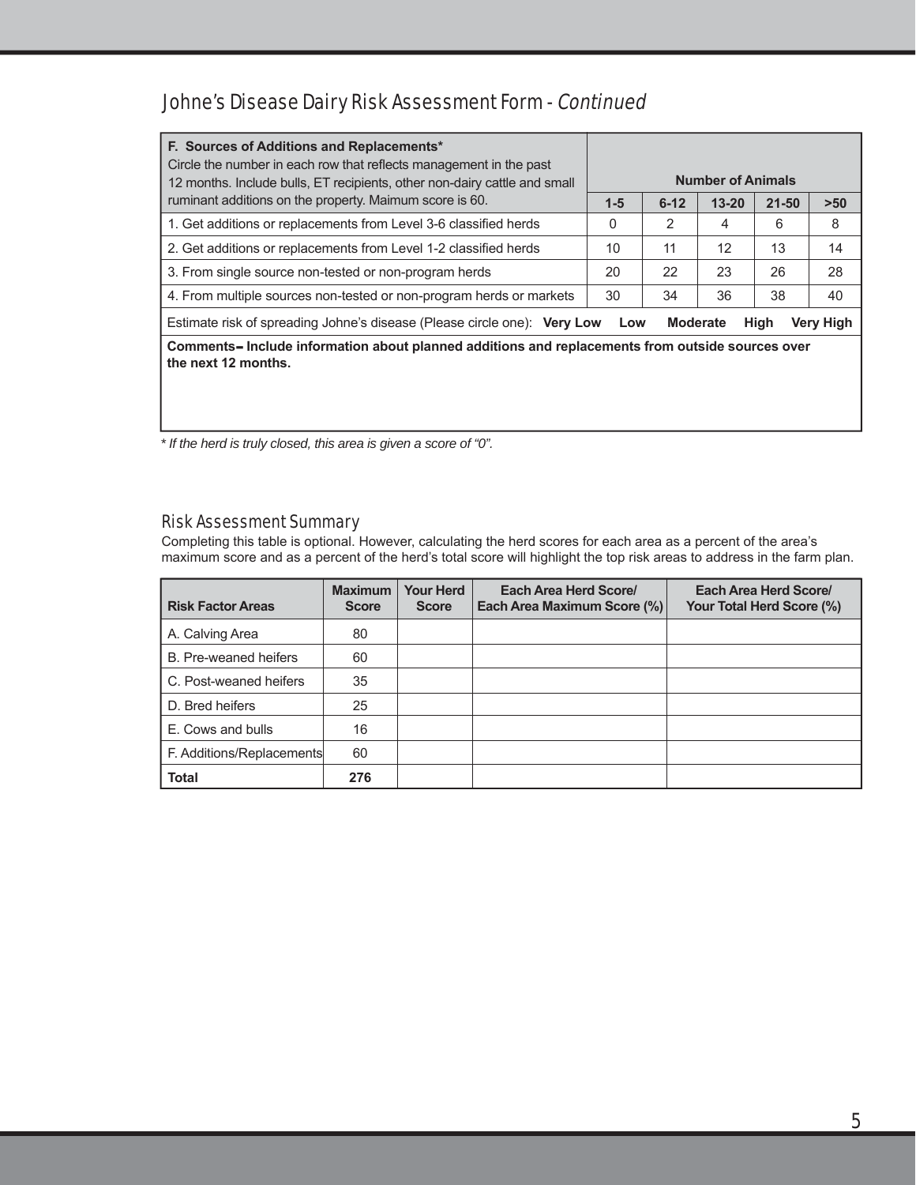## Johne's Disease Dairy Risk Assessment Form - *Continued*

| **F. Sources of Additions and Replacements*** Circle the number in each row that reflects management in the past 12 months. Include bulls, ET recipients, other non-dairy cattle and small ruminant additions on the property. Maimum score is 60. | **Number of Animals** | | | | |
|---|---|---|---|---|---|
| | **1-5** | **6-12** | **13-20** | **21-50** | **>50** |
| 1. Get additions or replacements from Level 3-6 classified herds | 0 | 2 | 4 | 6 | 8 |
| 2. Get additions or replacements from Level 1-2 classified herds | 10 | 11 | 12 | 13 | 14 |
| 3. From single source non-tested or non-program herds | 20 | 22 | 23 | 26 | 28 |
| 4. From multiple sources non-tested or non-program herds or markets | 30 | 34 | 36 | 38 | 40 |
| Estimate risk of spreading Johne's disease (Please circle one): **Very Low Low Moderate High Very High** | | | | | |
| **Comments– Include information about planned additions and replacements from outside sources over the next 12 months.** | | | | | |

*\* If the herd is truly closed, this area is given a score of "0".*

### Risk Assessment Summary

Completing this table is optional. However, calculating the herd scores for each area as a percent of the area's maximum score and as a percent of the herd's total score will highlight the top risk areas to address in the farm plan.

| Risk Factor Areas | Maximum Score | Your Herd Score | Each Area Herd Score/ Each Area Maximum Score (%) | Each Area Herd Score/ Your Total Herd Score (%) |
|---|---|---|---|---|
| A. Calving Area | 80 | | | |
| B. Pre-weaned heifers | 60 | | | |
| C. Post-weaned heifers | 35 | | | |
| D. Bred heifers | 25 | | | |
| E. Cows and bulls | 16 | | | |
| F. Additions/Replacements | 60 | | | |
| **Total** | **276** | | | |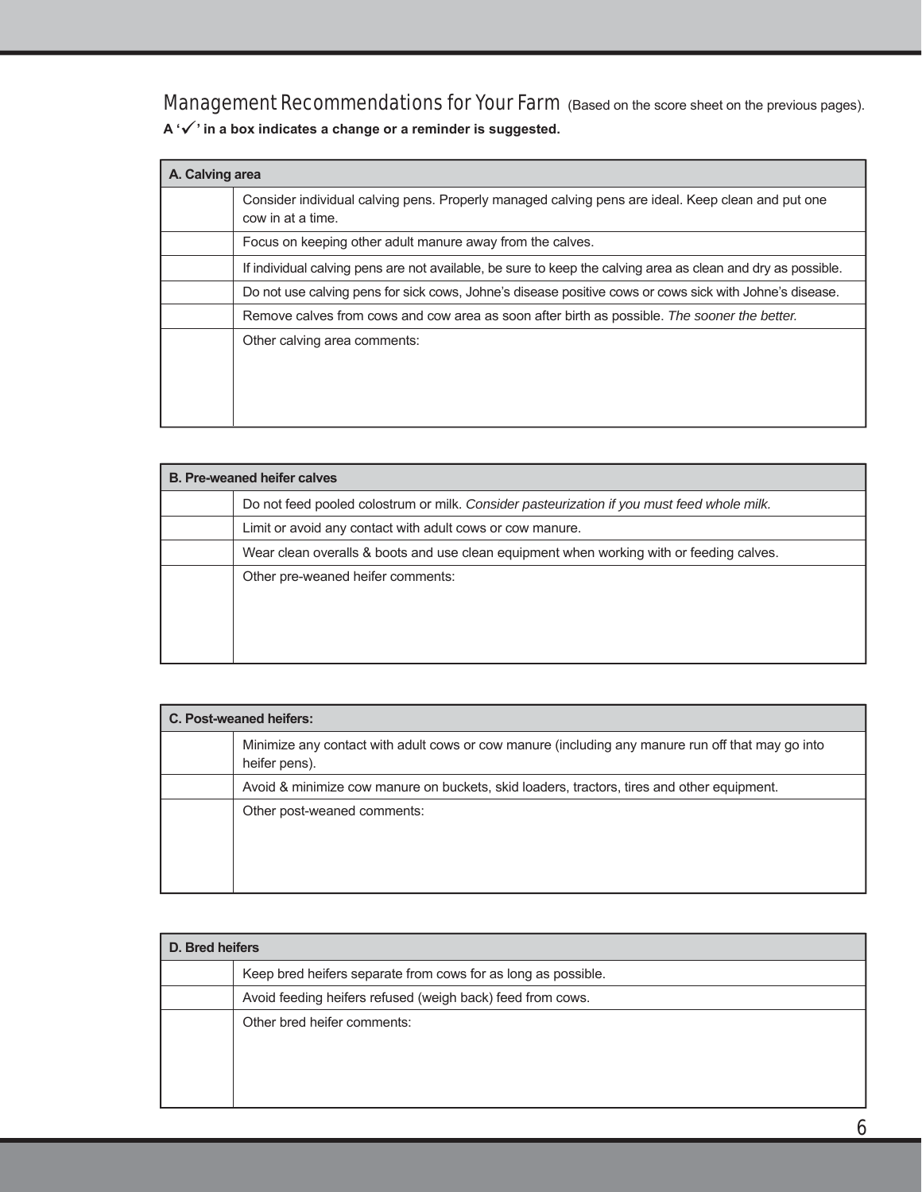## Management Recommendations for Your Farm (Based on the score sheet on the previous pages).

**A '✓' in a box indicates a change or a reminder is suggested.**

| **A. Calving area** | |
|---|---|
| | Consider individual calving pens. Properly managed calving pens are ideal. Keep clean and put one cow in at a time. |
| | Focus on keeping other adult manure away from the calves. |
| | If individual calving pens are not available, be sure to keep the calving area as clean and dry as possible. |
| | Do not use calving pens for sick cows, Johne's disease positive cows or cows sick with Johne's disease. |
| | Remove calves from cows and cow area as soon after birth as possible. *The sooner the better.* |
| | Other calving area comments: |

| **B. Pre-weaned heifer calves** | |
|---|---|
| | Do not feed pooled colostrum or milk. *Consider pasteurization if you must feed whole milk.* |
| | Limit or avoid any contact with adult cows or cow manure. |
| | Wear clean overalls & boots and use clean equipment when working with or feeding calves. |
| | Other pre-weaned heifer comments: |

| **C. Post-weaned heifers:** | |
|---|---|
| | Minimize any contact with adult cows or cow manure (including any manure run off that may go into heifer pens). |
| | Avoid & minimize cow manure on buckets, skid loaders, tractors, tires and other equipment. |
| | Other post-weaned comments: |

| **D. Bred heifers** | |
|---|---|
| | Keep bred heifers separate from cows for as long as possible. |
| | Avoid feeding heifers refused (weigh back) feed from cows. |
| | Other bred heifer comments: |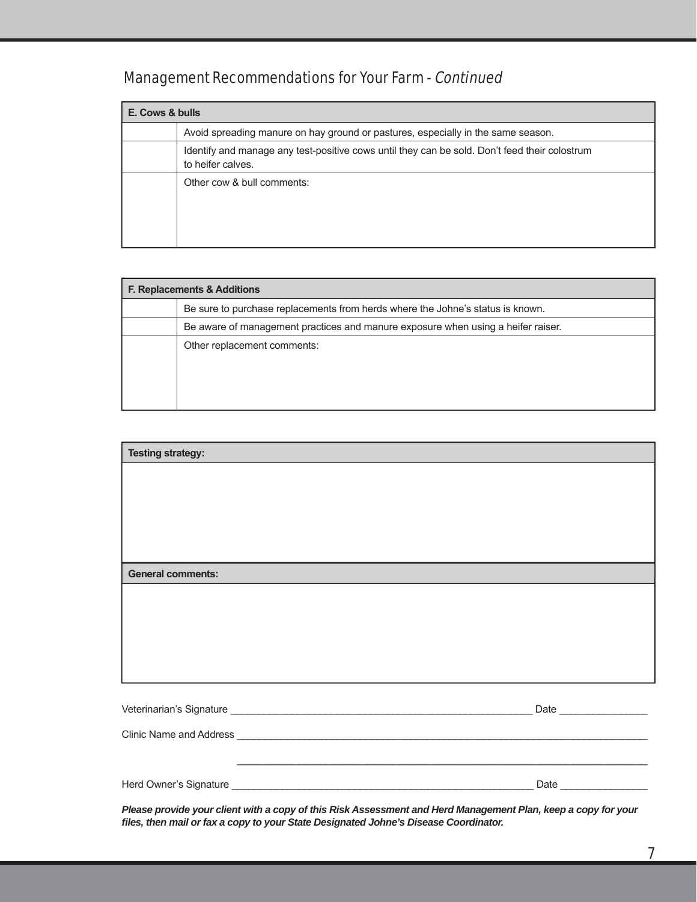## Management Recommendations for Your Farm - *Continued*

| E. Cows & bulls | |
|---|---|
| | Avoid spreading manure on hay ground or pastures, especially in the same season. |
| | Identify and manage any test-positive cows until they can be sold. Don't feed their colostrum to heifer calves. |
| | Other cow & bull comments: |

| F. Replacements & Additions | |
|---|---|
| | Be sure to purchase replacements from herds where the Johne's status is known. |
| | Be aware of management practices and manure exposure when using a heifer raiser. |
| | Other replacement comments: |

| Testing strategy: |
|---|
| |

| General comments: |
|---|
| |

Veterinarian's Signature ______________________________________________ Date ______________

Clinic Name and Address ______________________________________________________________

______________________________________________________________

Herd Owner's Signature ______________________________________________ Date ______________

***Please provide your client with a copy of this Risk Assessment and Herd Management Plan, keep a copy for your files, then mail or fax a copy to your State Designated Johne's Disease Coordinator.***